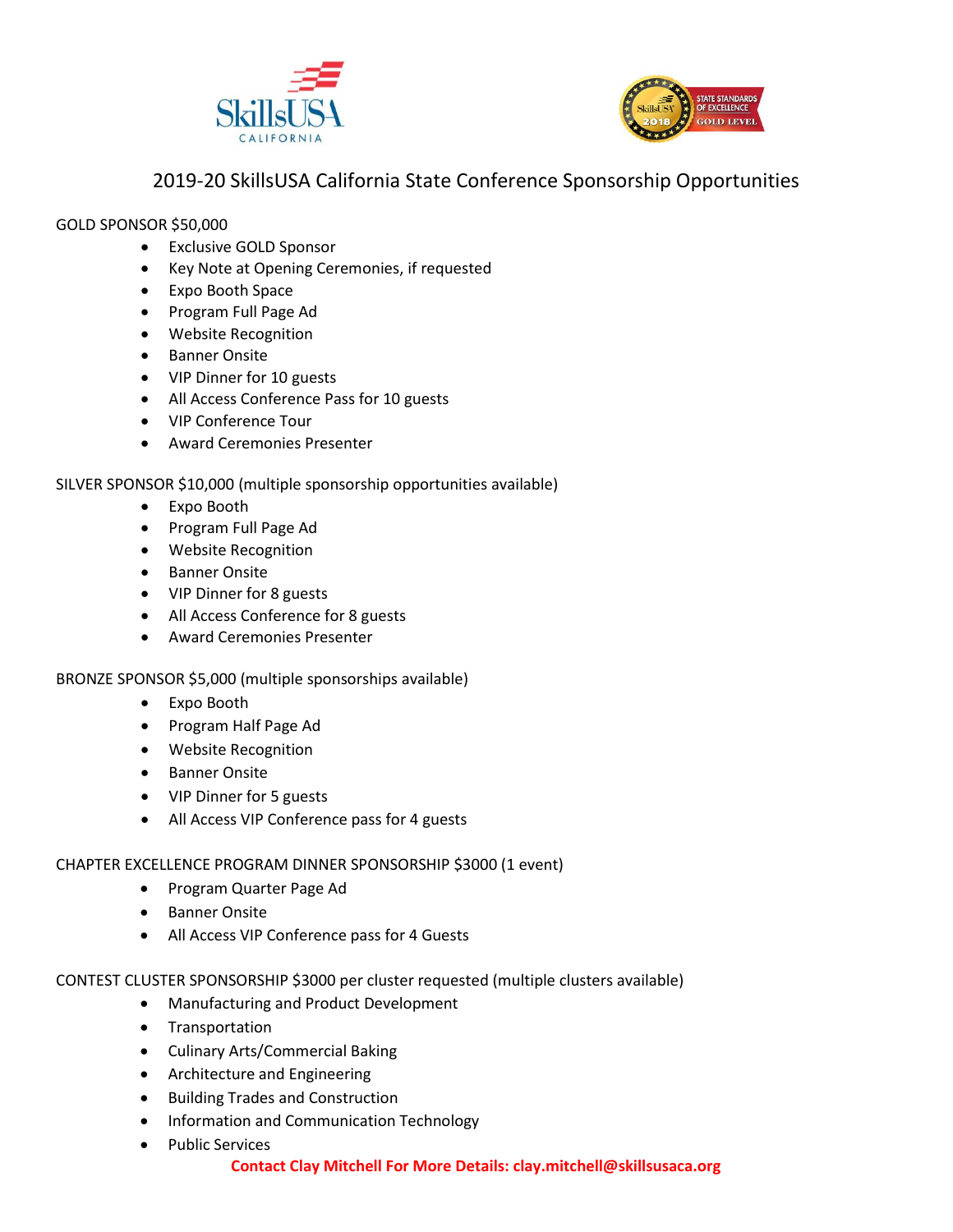# 2019-20 SkillsUSA California State Conference Sponsorship Opportunities

GOLD SPONSOR $50,000

- Exclusive GOLD Sponsor
- Key Note at Opening Ceremonies, if requested
- Expo Booth Space
- Program Full Page Ad
- Website Recognition
- Banner Onsite
- VIP Dinner for 10 guests
- All Access Conference Pass for 10 guests
- VIP Conference Tour
- Award Ceremonies Presenter

SILVER SPONSOR $10,000 (multiple sponsorship opportunities available)

- Expo Booth
- Program Full Page Ad
- Website Recognition
- Banner Onsite
- VIP Dinner for 8 guests
- All Access Conference for 8 guests
- Award Ceremonies Presenter

BRONZE SPONSOR $5,000 (multiple sponsorships available)

- Expo Booth
- Program Half Page Ad
- Website Recognition
- Banner Onsite
- VIP Dinner for 5 guests
- All Access VIP Conference pass for 4 guests

CHAPTER EXCELLENCE PROGRAM DINNER SPONSORSHIP $3000 (1 event)

- Program Quarter Page Ad
- Banner Onsite
- All Access VIP Conference pass for 4 Guests

CONTEST CLUSTER SPONSORSHIP $3000 per cluster requested (multiple clusters available)

- Manufacturing and Product Development
- Transportation
- Culinary Arts/Commercial Baking
- Architecture and Engineering
- Building Trades and Construction
- Information and Communication Technology
- Public Services

**Contact Clay Mitchell For More Details: clay.mitchell@skillsusaca.org**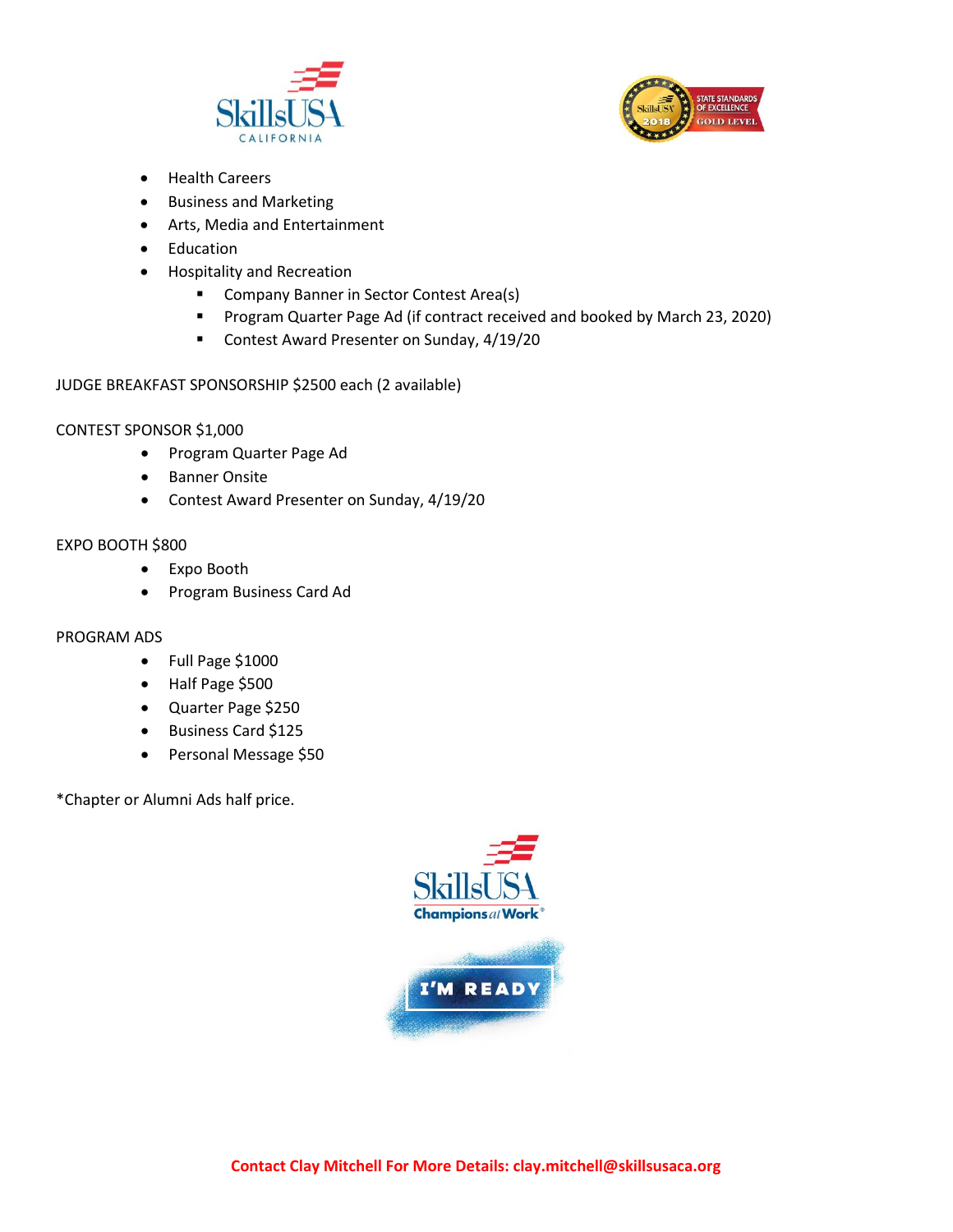- Health Careers
- Business and Marketing
- Arts, Media and Entertainment
- Education
- Hospitality and Recreation
    - Company Banner in Sector Contest Area(s)
    - Program Quarter Page Ad (if contract received and booked by March 23, 2020)
    - Contest Award Presenter on Sunday, 4/19/20

JUDGE BREAKFAST SPONSORSHIP $2500 each (2 available)

CONTEST SPONSOR $1,000

- Program Quarter Page Ad
- Banner Onsite
- Contest Award Presenter on Sunday, 4/19/20

EXPO BOOTH $800

- Expo Booth
- Program Business Card Ad

PROGRAM ADS

- Full Page $1000
- Half Page $500
- Quarter Page $250
- Business Card $125
- Personal Message $50

*Chapter or Alumni Ads half price.

**Contact Clay Mitchell For More Details: clay.mitchell@skillsusaca.org**